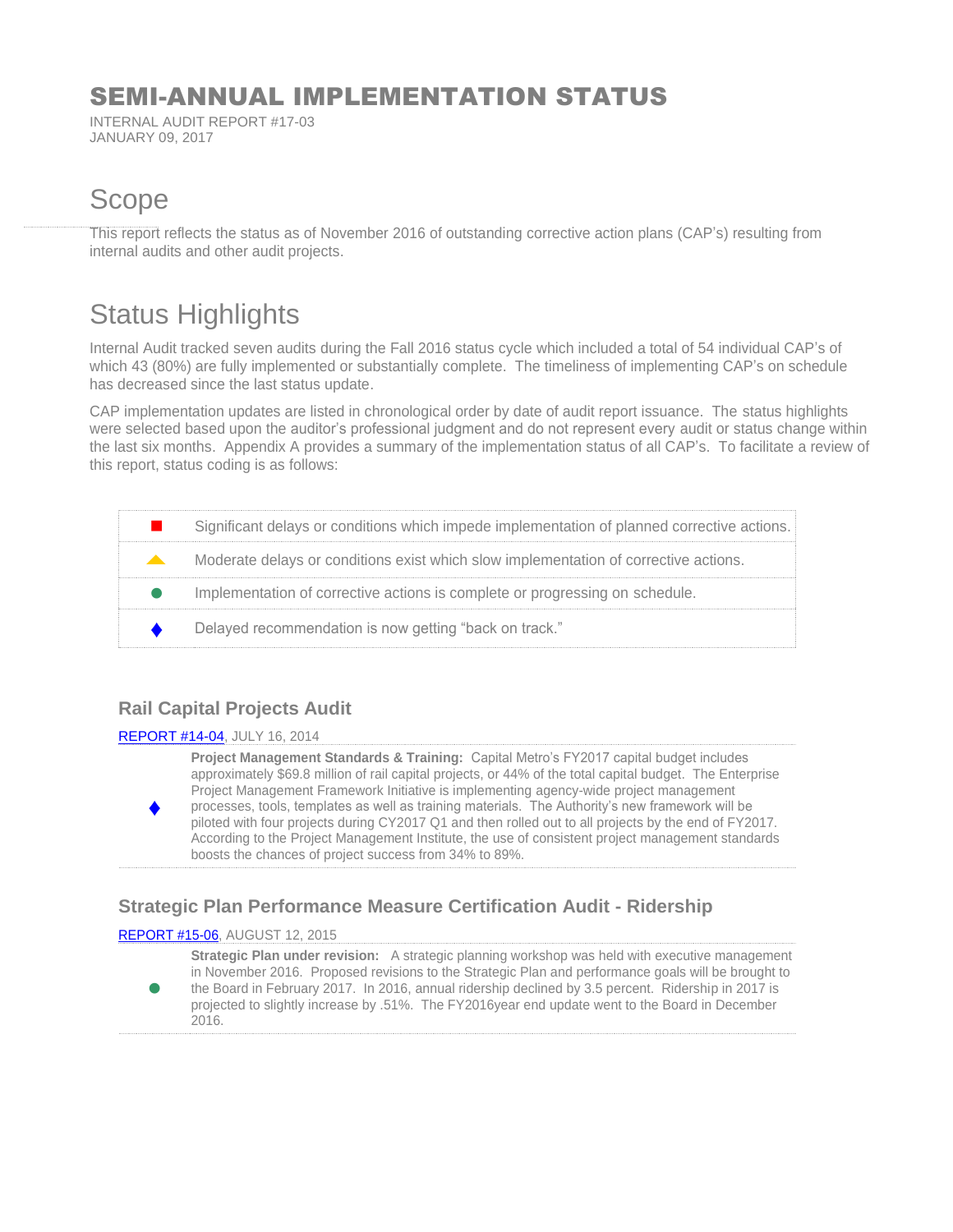# SEMI-ANNUAL IMPLEMENTATION STATUS

INTERNAL AUDIT REPORT #17-03
JANUARY 09, 2017

## Scope

This report reflects the status as of November 2016 of outstanding corrective action plans (CAP's) resulting from internal audits and other audit projects.

## Status Highlights

Internal Audit tracked seven audits during the Fall 2016 status cycle which included a total of 54 individual CAP's of which 43 (80%) are fully implemented or substantially complete. The timeliness of implementing CAP's on schedule has decreased since the last status update.

CAP implementation updates are listed in chronological order by date of audit report issuance. The status highlights were selected based upon the auditor's professional judgment and do not represent every audit or status change within the last six months. Appendix A provides a summary of the implementation status of all CAP's. To facilitate a review of this report, status coding is as follows:

| | |
|---|---|
| ■ | Significant delays or conditions which impede implementation of planned corrective actions. |
| ▲ | Moderate delays or conditions exist which slow implementation of corrective actions. |
| ● | Implementation of corrective actions is complete or progressing on schedule. |
| ♦ | Delayed recommendation is now getting "back on track." |

### Rail Capital Projects Audit

REPORT #14-04, JULY 16, 2014

| | |
|---|---|
| ♦ | **Project Management Standards & Training:** Capital Metro's FY2017 capital budget includes approximately $69.8 million of rail capital projects, or 44% of the total capital budget. The Enterprise Project Management Framework Initiative is implementing agency-wide project management processes, tools, templates as well as training materials. The Authority's new framework will be piloted with four projects during CY2017 Q1 and then rolled out to all projects by the end of FY2017. According to the Project Management Institute, the use of consistent project management standards boosts the chances of project success from 34% to 89%. |

### Strategic Plan Performance Measure Certification Audit - Ridership

REPORT #15-06, AUGUST 12, 2015

| | |
|---|---|
| ● | **Strategic Plan under revision:** A strategic planning workshop was held with executive management in November 2016. Proposed revisions to the Strategic Plan and performance goals will be brought to the Board in February 2017. In 2016, annual ridership declined by 3.5 percent. Ridership in 2017 is projected to slightly increase by .51%. The FY2016year end update went to the Board in December 2016. |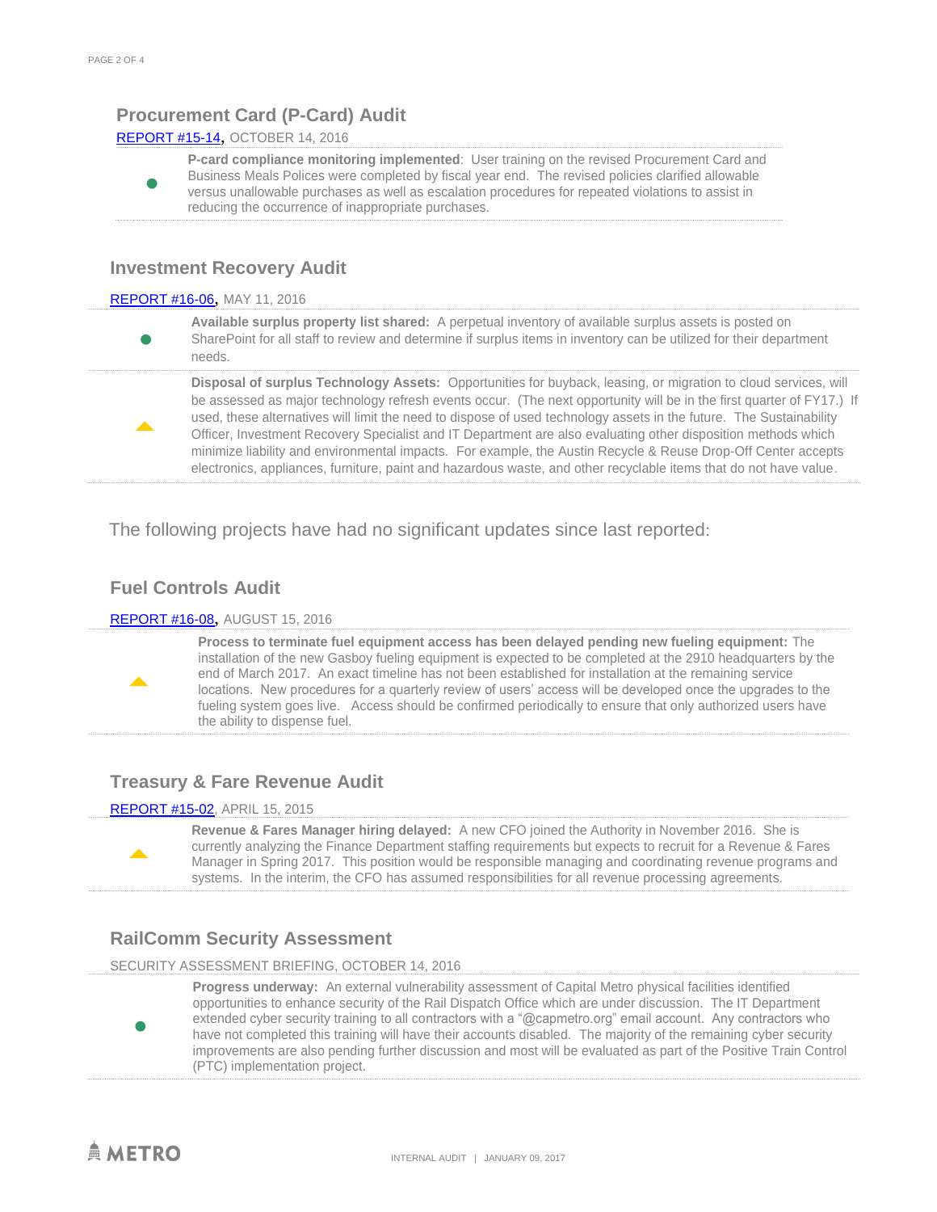## Procurement Card (P-Card) Audit

REPORT #15-14, OCTOBER 14, 2016

**P-card compliance monitoring implemented**: User training on the revised Procurement Card and Business Meals Polices were completed by fiscal year end. The revised policies clarified allowable versus unallowable purchases as well as escalation procedures for repeated violations to assist in reducing the occurrence of inappropriate purchases.

## Investment Recovery Audit

REPORT #16-06, MAY 11, 2016

**Available surplus property list shared:** A perpetual inventory of available surplus assets is posted on SharePoint for all staff to review and determine if surplus items in inventory can be utilized for their department needs.

**Disposal of surplus Technology Assets:** Opportunities for buyback, leasing, or migration to cloud services, will be assessed as major technology refresh events occur. (The next opportunity will be in the first quarter of FY17.) If used, these alternatives will limit the need to dispose of used technology assets in the future. The Sustainability Officer, Investment Recovery Specialist and IT Department are also evaluating other disposition methods which minimize liability and environmental impacts. For example, the Austin Recycle & Reuse Drop-Off Center accepts electronics, appliances, furniture, paint and hazardous waste, and other recyclable items that do not have value.

The following projects have had no significant updates since last reported:

## Fuel Controls Audit

REPORT #16-08, AUGUST 15, 2016

**Process to terminate fuel equipment access has been delayed pending new fueling equipment:** The installation of the new Gasboy fueling equipment is expected to be completed at the 2910 headquarters by the end of March 2017. An exact timeline has not been established for installation at the remaining service locations. New procedures for a quarterly review of users' access will be developed once the upgrades to the fueling system goes live. Access should be confirmed periodically to ensure that only authorized users have the ability to dispense fuel.

## Treasury & Fare Revenue Audit

REPORT #15-02, APRIL 15, 2015

**Revenue & Fares Manager hiring delayed:** A new CFO joined the Authority in November 2016. She is currently analyzing the Finance Department staffing requirements but expects to recruit for a Revenue & Fares Manager in Spring 2017. This position would be responsible managing and coordinating revenue programs and systems. In the interim, the CFO has assumed responsibilities for all revenue processing agreements.

## RailComm Security Assessment

SECURITY ASSESSMENT BRIEFING, OCTOBER 14, 2016

**Progress underway:** An external vulnerability assessment of Capital Metro physical facilities identified opportunities to enhance security of the Rail Dispatch Office which are under discussion. The IT Department extended cyber security training to all contractors with a "@capmetro.org" email account. Any contractors who have not completed this training will have their accounts disabled. The majority of the remaining cyber security improvements are also pending further discussion and most will be evaluated as part of the Positive Train Control (PTC) implementation project.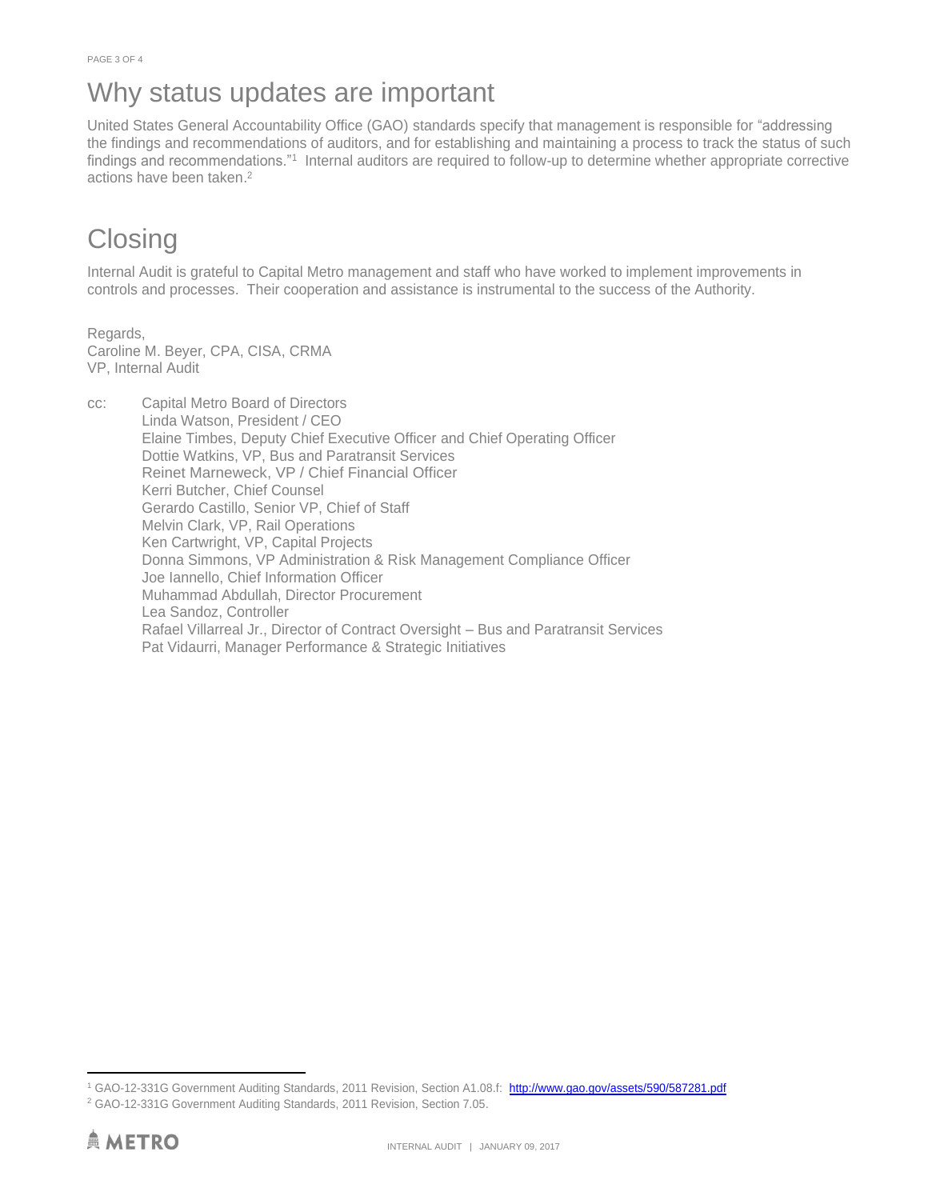## Why status updates are important

United States General Accountability Office (GAO) standards specify that management is responsible for "addressing the findings and recommendations of auditors, and for establishing and maintaining a process to track the status of such findings and recommendations."[1] Internal auditors are required to follow-up to determine whether appropriate corrective actions have been taken.[2]

## Closing

Internal Audit is grateful to Capital Metro management and staff who have worked to implement improvements in controls and processes. Their cooperation and assistance is instrumental to the success of the Authority.

Regards,
Caroline M. Beyer, CPA, CISA, CRMA
VP, Internal Audit

cc: Capital Metro Board of Directors
Linda Watson, President / CEO
Elaine Timbes, Deputy Chief Executive Officer and Chief Operating Officer
Dottie Watkins, VP, Bus and Paratransit Services
Reinet Marneweck, VP / Chief Financial Officer
Kerri Butcher, Chief Counsel
Gerardo Castillo, Senior VP, Chief of Staff
Melvin Clark, VP, Rail Operations
Ken Cartwright, VP, Capital Projects
Donna Simmons, VP Administration & Risk Management Compliance Officer
Joe Iannello, Chief Information Officer
Muhammad Abdullah, Director Procurement
Lea Sandoz, Controller
Rafael Villarreal Jr., Director of Contract Oversight – Bus and Paratransit Services
Pat Vidaurri, Manager Performance & Strategic Initiatives

---

[1] GAO-12-331G Government Auditing Standards, 2011 Revision, Section A1.08.f: http://www.gao.gov/assets/590/587281.pdf

[2] GAO-12-331G Government Auditing Standards, 2011 Revision, Section 7.05.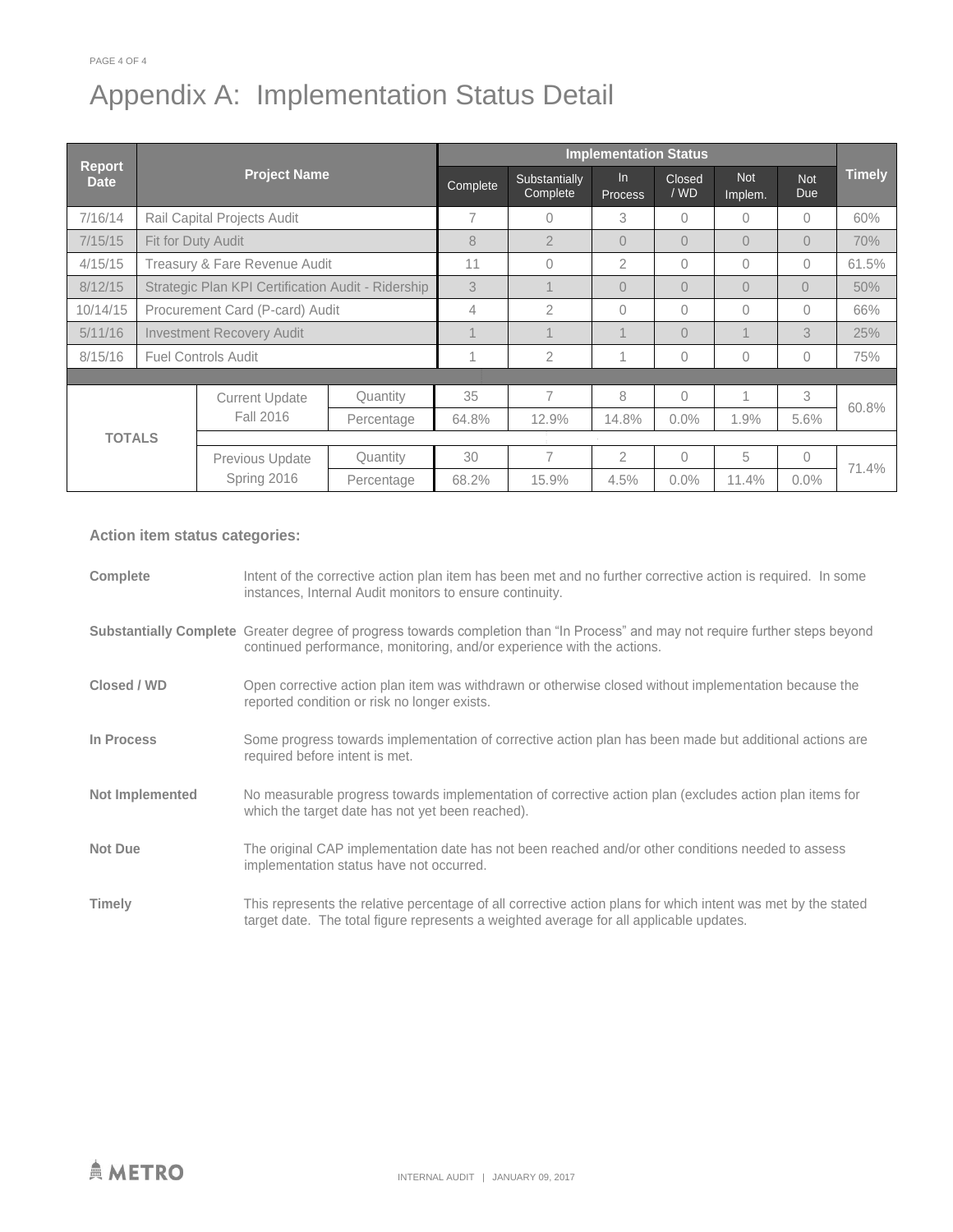// Appendix A: Implementation Status Detail

| Report Date | Project Name | | Implementation Status | | | | | | Timely |
|---|---|---|---|---|---|---|---|---|---|
| | | | Complete | Substantially Complete | In Process | Closed / WD | Not Implem. | Not Due | |
| 7/16/14 | Rail Capital Projects Audit | | 7 | 0 | 3 | 0 | 0 | 0 | 60% |
| 7/15/15 | Fit for Duty Audit | | 8 | 2 | 0 | 0 | 0 | 0 | 70% |
| 4/15/15 | Treasury & Fare Revenue Audit | | 11 | 0 | 2 | 0 | 0 | 0 | 61.5% |
| 8/12/15 | Strategic Plan KPI Certification Audit - Ridership | | 3 | 1 | 0 | 0 | 0 | 0 | 50% |
| 10/14/15 | Procurement Card (P-card) Audit | | 4 | 2 | 0 | 0 | 0 | 0 | 66% |
| 5/11/16 | Investment Recovery Audit | | 1 | 1 | 1 | 0 | 1 | 3 | 25% |
| 8/15/16 | Fuel Controls Audit | | 1 | 2 | 1 | 0 | 0 | 0 | 75% |
| **TOTALS** | Current Update Fall 2016 | Quantity | 35 | 7 | 8 | 0 | 1 | 3 | 60.8% |
| | | Percentage | 64.8% | 12.9% | 14.8% | 0.0% | 1.9% | 5.6% | |
| | Previous Update Spring 2016 | Quantity | 30 | 7 | 2 | 0 | 5 | 0 | 71.4% |
| | | Percentage | 68.2% | 15.9% | 4.5% | 0.0% | 11.4% | 0.0% | |

### Action item status categories:

**Complete** — Intent of the corrective action plan item has been met and no further corrective action is required. In some instances, Internal Audit monitors to ensure continuity.

**Substantially Complete** — Greater degree of progress towards completion than "In Process" and may not require further steps beyond continued performance, monitoring, and/or experience with the actions.

**Closed / WD** — Open corrective action plan item was withdrawn or otherwise closed without implementation because the reported condition or risk no longer exists.

**In Process** — Some progress towards implementation of corrective action plan has been made but additional actions are required before intent is met.

**Not Implemented** — No measurable progress towards implementation of corrective action plan (excludes action plan items for which the target date has not yet been reached).

**Not Due** — The original CAP implementation date has not been reached and/or other conditions needed to assess implementation status have not occurred.

**Timely** — This represents the relative percentage of all corrective action plans for which intent was met by the stated target date. The total figure represents a weighted average for all applicable updates.